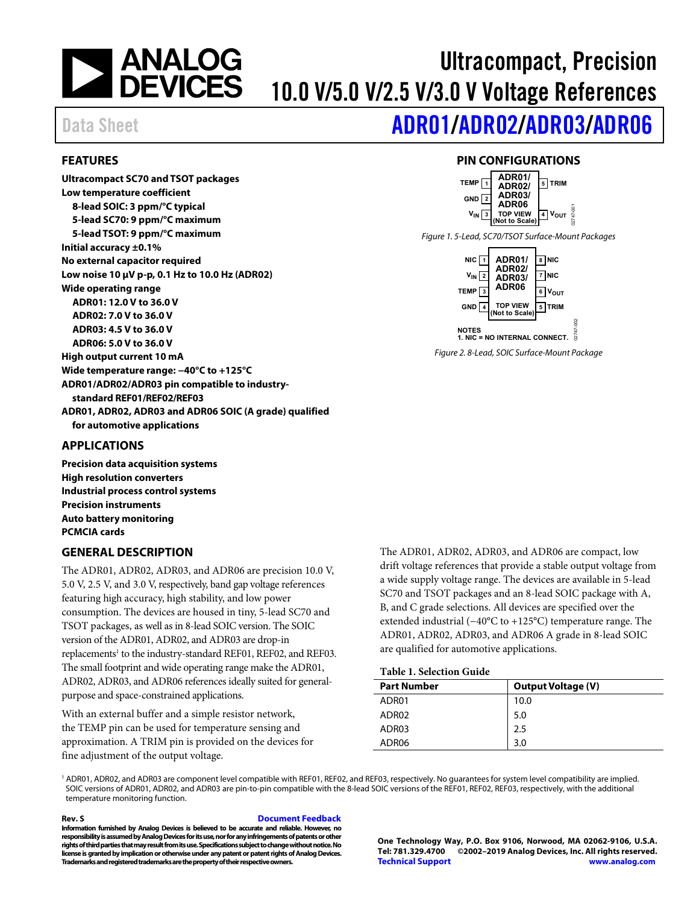# Ultracompact, Precision 10.0 V/5.0 V/2.5 V/3.0 V Voltage References

Data Sheet

# ADR01/ADR02/ADR03/ADR06

## FEATURES

**Ultracompact SC70 and TSOT packages**
**Low temperature coefficient**
- **8-lead SOIC: 3 ppm/°C typical**
- **5-lead SC70: 9 ppm/°C maximum**
- **5-lead TSOT: 9 ppm/°C maximum**

**Initial accuracy ±0.1%**
**No external capacitor required**
**Low noise 10 μV p-p, 0.1 Hz to 10.0 Hz (ADR02)**
**Wide operating range**
- **ADR01: 12.0 V to 36.0 V**
- **ADR02: 7.0 V to 36.0 V**
- **ADR03: 4.5 V to 36.0 V**
- **ADR06: 5.0 V to 36.0 V**

**High output current 10 mA**
**Wide temperature range: −40°C to +125°C**
**ADR01/ADR02/ADR03 pin compatible to industry-standard REF01/REF02/REF03**
**ADR01, ADR02, ADR03 and ADR06 SOIC (A grade) qualified for automotive applications**

## APPLICATIONS

**Precision data acquisition systems**
**High resolution converters**
**Industrial process control systems**
**Precision instruments**
**Auto battery monitoring**
**PCMCIA cards**

## PIN CONFIGURATIONS

TEMP 1, GND 2, $V_{IN}$ 3, $V_{OUT}$ 4, TRIM 5 — ADR01/ADR02/ADR03/ADR06 TOP VIEW (Not to Scale)

*Figure 1. 5-Lead, SC70/TSOT Surface-Mount Packages*

NIC 1, $V_{IN}$ 2, TEMP 3, GND 4, TRIM 5, $V_{OUT}$ 6, NIC 7, NIC 8 — ADR01/ADR02/ADR03/ADR06 TOP VIEW (Not to Scale)

NOTES
1. NIC = NO INTERNAL CONNECT.

*Figure 2. 8-Lead, SOIC Surface-Mount Package*

## GENERAL DESCRIPTION

The ADR01, ADR02, ADR03, and ADR06 are precision 10.0 V, 5.0 V, 2.5 V, and 3.0 V, respectively, band gap voltage references featuring high accuracy, high stability, and low power consumption. The devices are housed in tiny, 5-lead SC70 and TSOT packages, as well as in 8-lead SOIC version. The SOIC version of the ADR01, ADR02, and ADR03 are drop-in replacements[1] to the industry-standard REF01, REF02, and REF03. The small footprint and wide operating range make the ADR01, ADR02, ADR03, and ADR06 references ideally suited for general-purpose and space-constrained applications.

With an external buffer and a simple resistor network, the TEMP pin can be used for temperature sensing and approximation. A TRIM pin is provided on the devices for fine adjustment of the output voltage.

The ADR01, ADR02, ADR03, and ADR06 are compact, low drift voltage references that provide a stable output voltage from a wide supply voltage range. The devices are available in 5-lead SC70 and TSOT packages and an 8-lead SOIC package with A, B, and C grade selections. All devices are specified over the extended industrial (−40°C to +125°C) temperature range. The ADR01, ADR02, ADR03, and ADR06 A grade in 8-lead SOIC are qualified for automotive applications.

**Table 1. Selection Guide**

| Part Number | Output Voltage (V) |
|---|---|
| ADR01 | 10.0 |
| ADR02 | 5.0 |
| ADR03 | 2.5 |
| ADR06 | 3.0 |

[1] ADR01, ADR02, and ADR03 are component level compatible with REF01, REF02, and REF03, respectively. No guarantees for system level compatibility are implied. SOIC versions of ADR01, ADR02, and ADR03 are pin-to-pin compatible with the 8-lead SOIC versions of the REF01, REF02, REF03, respectively, with the additional temperature monitoring function.

**Rev. S** Document Feedback

**Information furnished by Analog Devices is believed to be accurate and reliable. However, no responsibility is assumed by Analog Devices for its use, nor for any infringements of patents or other rights of third parties that may result from its use. Specifications subject to change without notice. No license is granted by implication or otherwise under any patent or patent rights of Analog Devices. Trademarks and registered trademarks are the property of their respective owners.**

**One Technology Way, P.O. Box 9106, Norwood, MA 02062-9106, U.S.A.**
**Tel: 781.329.4700 ©2002–2019 Analog Devices, Inc. All rights reserved.**
**Technical Support www.analog.com**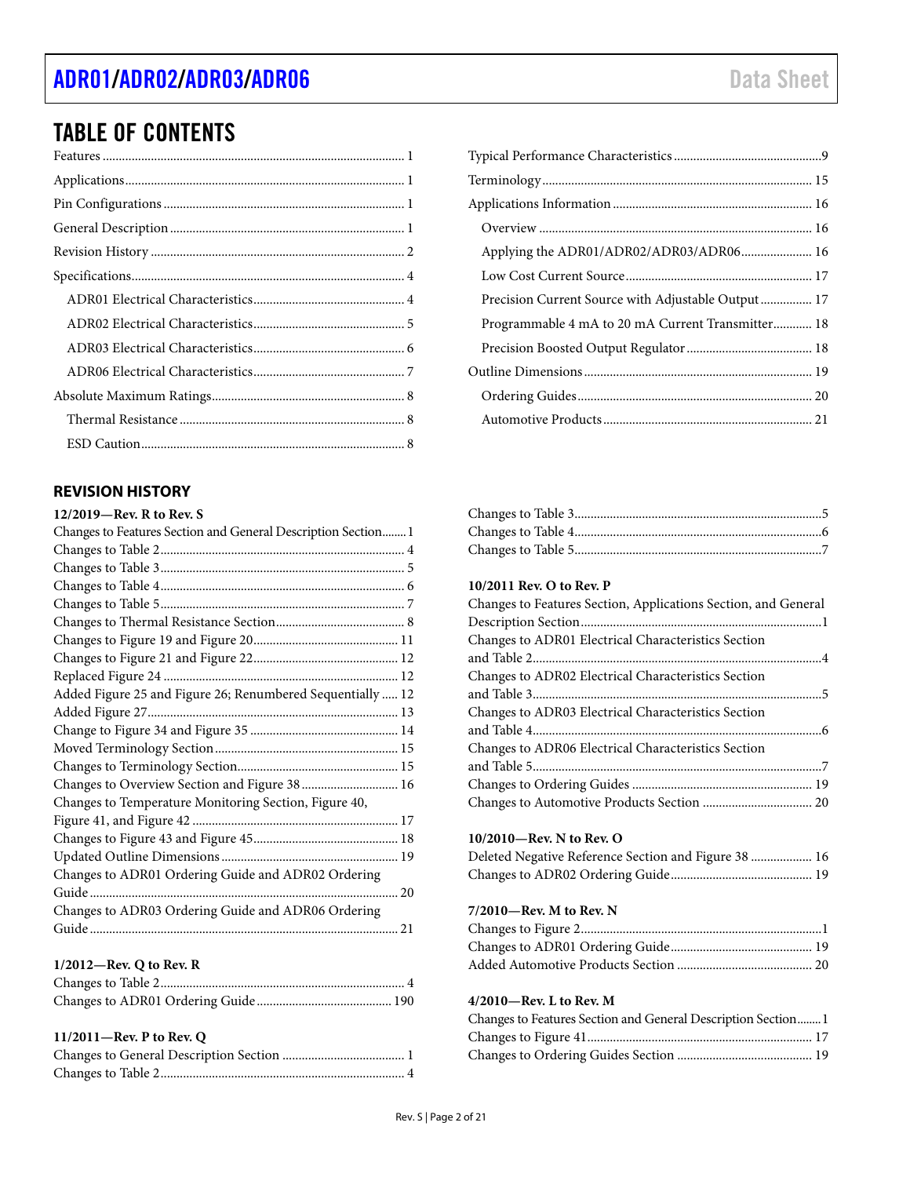# TABLE OF CONTENTS

Features ... 1
Applications ... 1
Pin Configurations ... 1
General Description ... 1
Revision History ... 2
Specifications ... 4
  ADR01 Electrical Characteristics ... 4
  ADR02 Electrical Characteristics ... 5
  ADR03 Electrical Characteristics ... 6
  ADR06 Electrical Characteristics ... 7
Absolute Maximum Ratings ... 8
  Thermal Resistance ... 8
  ESD Caution ... 8
Typical Performance Characteristics ... 9
Terminology ... 15
Applications Information ... 16
  Overview ... 16
  Applying the ADR01/ADR02/ADR03/ADR06 ... 16
  Low Cost Current Source ... 17
  Precision Current Source with Adjustable Output ... 17
  Programmable 4 mA to 20 mA Current Transmitter ... 18
  Precision Boosted Output Regulator ... 18
Outline Dimensions ... 19
  Ordering Guides ... 20
  Automotive Products ... 21

## REVISION HISTORY

**12/2019—Rev. R to Rev. S**

Changes to Features Section and General Description Section ... 1
Changes to Table 2 ... 4
Changes to Table 3 ... 5
Changes to Table 4 ... 6
Changes to Table 5 ... 7
Changes to Thermal Resistance Section ... 8
Changes to Figure 19 and Figure 20 ... 11
Changes to Figure 21 and Figure 22 ... 12
Replaced Figure 24 ... 12
Added Figure 25 and Figure 26; Renumbered Sequentially ... 12
Added Figure 27 ... 13
Change to Figure 34 and Figure 35 ... 14
Moved Terminology Section ... 15
Changes to Terminology Section ... 15
Changes to Overview Section and Figure 38 ... 16
Changes to Temperature Monitoring Section, Figure 40, Figure 41, and Figure 42 ... 17
Changes to Figure 43 and Figure 45 ... 18
Updated Outline Dimensions ... 19
Changes to ADR01 Ordering Guide and ADR02 Ordering Guide ... 20
Changes to ADR03 Ordering Guide and ADR06 Ordering Guide ... 21

**1/2012—Rev. Q to Rev. R**

Changes to Table 2 ... 4
Changes to ADR01 Ordering Guide ... 190

**11/2011—Rev. P to Rev. Q**

Changes to General Description Section ... 1
Changes to Table 2 ... 4
Changes to Table 3 ... 5
Changes to Table 4 ... 6
Changes to Table 5 ... 7

**10/2011 Rev. O to Rev. P**

Changes to Features Section, Applications Section, and General Description Section ... 1
Changes to ADR01 Electrical Characteristics Section and Table 2 ... 4
Changes to ADR02 Electrical Characteristics Section and Table 3 ... 5
Changes to ADR03 Electrical Characteristics Section and Table 4 ... 6
Changes to ADR06 Electrical Characteristics Section and Table 5 ... 7
Changes to Ordering Guides ... 19
Changes to Automotive Products Section ... 20

**10/2010—Rev. N to Rev. O**

Deleted Negative Reference Section and Figure 38 ... 16
Changes to ADR02 Ordering Guide ... 19

**7/2010—Rev. M to Rev. N**

Changes to Figure 2 ... 1
Changes to ADR01 Ordering Guide ... 19
Added Automotive Products Section ... 20

**4/2010—Rev. L to Rev. M**

Changes to Features Section and General Description Section ... 1
Changes to Figure 41 ... 17
Changes to Ordering Guides Section ... 19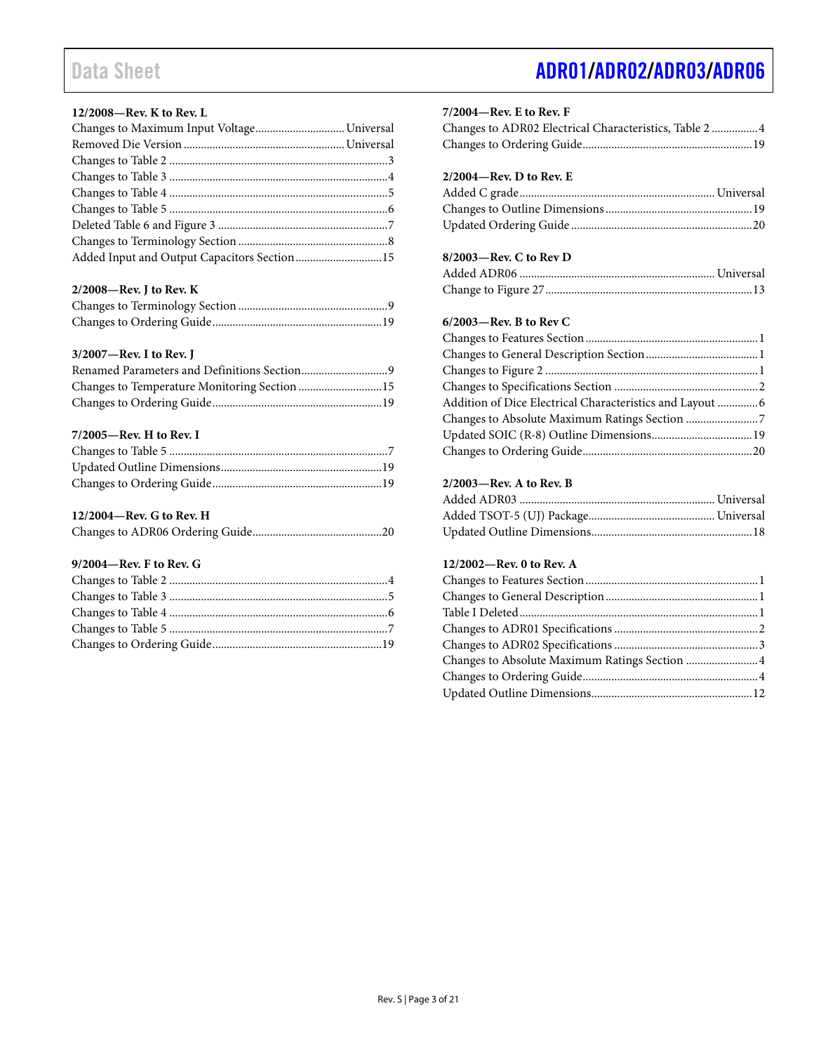**12/2008—Rev. K to Rev. L**

Changes to Maximum Input Voltage .............................. Universal
Removed Die Version ...................................................... Universal
Changes to Table 2 ............................................................................3
Changes to Table 3 ............................................................................4
Changes to Table 4 ............................................................................5
Changes to Table 5 ............................................................................6
Deleted Table 6 and Figure 3 ...........................................................7
Changes to Terminology Section ....................................................8
Added Input and Output Capacitors Section ..............................15

**2/2008—Rev. J to Rev. K**

Changes to Terminology Section ....................................................9
Changes to Ordering Guide ...........................................................19

**3/2007—Rev. I to Rev. J**

Renamed Parameters and Definitions Section ..............................9
Changes to Temperature Monitoring Section .............................15
Changes to Ordering Guide ...........................................................19

**7/2005—Rev. H to Rev. I**

Changes to Table 5 ............................................................................7
Updated Outline Dimensions ........................................................19
Changes to Ordering Guide ...........................................................19

**12/2004—Rev. G to Rev. H**

Changes to ADR06 Ordering Guide .............................................20

**9/2004—Rev. F to Rev. G**

Changes to Table 2 ............................................................................4
Changes to Table 3 ............................................................................5
Changes to Table 4 ............................................................................6
Changes to Table 5 ............................................................................7
Changes to Ordering Guide ...........................................................19

**7/2004—Rev. E to Rev. F**

Changes to ADR02 Electrical Characteristics, Table 2 ................4
Changes to Ordering Guide ...........................................................19

**2/2004—Rev. D to Rev. E**

Added C grade ................................................................... Universal
Changes to Outline Dimensions ...................................................19
Updated Ordering Guide ...............................................................20

**8/2003—Rev. C to Rev D**

Added ADR06 ................................................................... Universal
Change to Figure 27 ........................................................................13

**6/2003—Rev. B to Rev C**

Changes to Features Section ............................................................1
Changes to General Description Section .......................................1
Changes to Figure 2 ..........................................................................1
Changes to Specifications Section ..................................................2
Addition of Dice Electrical Characteristics and Layout ..............6
Changes to Absolute Maximum Ratings Section .........................7
Updated SOIC (R-8) Outline Dimensions ...................................19
Changes to Ordering Guide ...........................................................20

**2/2003—Rev. A to Rev. B**

Added ADR03 ................................................................... Universal
Added TSOT-5 (UJ) Package ............................................ Universal
Updated Outline Dimensions ........................................................18

**12/2002—Rev. 0 to Rev. A**

Changes to Features Section ............................................................1
Changes to General Description .....................................................1
Table I Deleted ...................................................................................1
Changes to ADR01 Specifications ..................................................2
Changes to ADR02 Specifications ..................................................3
Changes to Absolute Maximum Ratings Section .........................4
Changes to Ordering Guide .............................................................4
Updated Outline Dimensions ........................................................12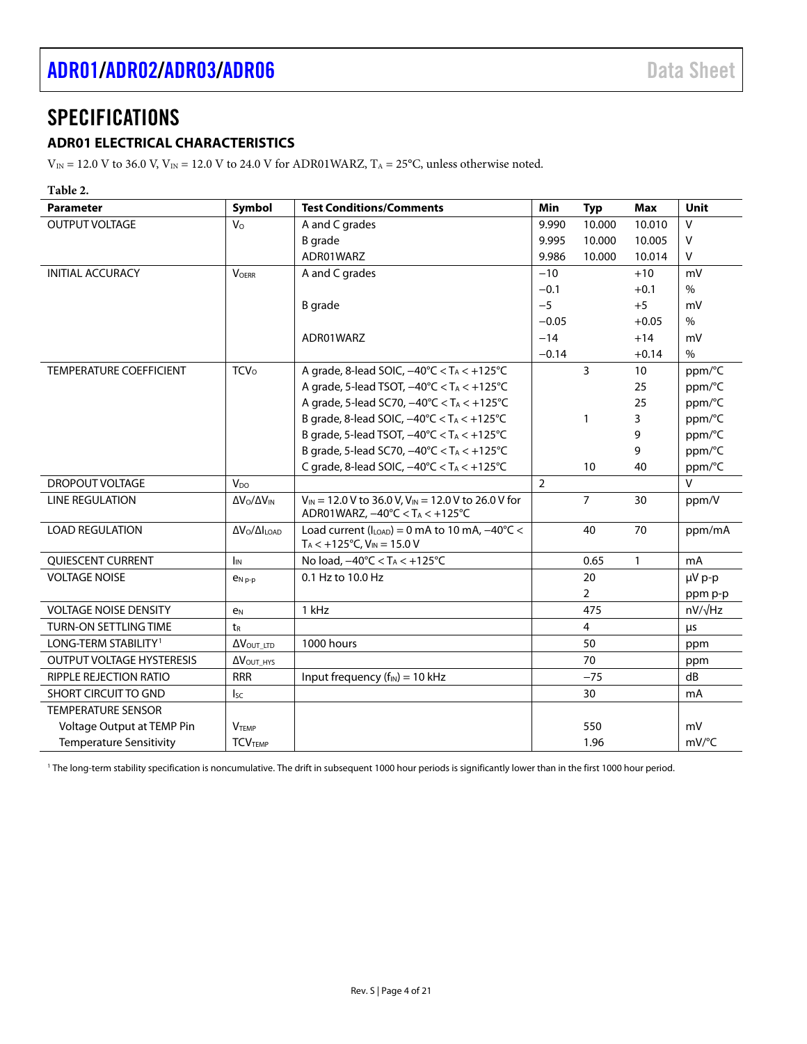## SPECIFICATIONS

### ADR01 ELECTRICAL CHARACTERISTICS

$V_{IN}$ = 12.0 V to 36.0 V, $V_{IN}$ = 12.0 V to 24.0 V for ADR01WARZ, $T_A$ = 25°C, unless otherwise noted.

**Table 2.**

| Parameter | Symbol | Test Conditions/Comments | Min | Typ | Max | Unit |
|---|---|---|---|---|---|---|
| OUTPUT VOLTAGE | $V_O$ | A and C grades | 9.990 | 10.000 | 10.010 | V |
| | | B grade | 9.995 | 10.000 | 10.005 | V |
| | | ADR01WARZ | 9.986 | 10.000 | 10.014 | V |
| INITIAL ACCURACY | $V_{OERR}$ | A and C grades | −10 | | +10 | mV |
| | | | −0.1 | | +0.1 | % |
| | | B grade | −5 | | +5 | mV |
| | | | −0.05 | | +0.05 | % |
| | | ADR01WARZ | −14 | | +14 | mV |
| | | | −0.14 | | +0.14 | % |
| TEMPERATURE COEFFICIENT | $TCV_O$ | A grade, 8-lead SOIC, −40°C < $T_A$ < +125°C | | 3 | 10 | ppm/°C |
| | | A grade, 5-lead TSOT, −40°C < $T_A$ < +125°C | | | 25 | ppm/°C |
| | | A grade, 5-lead SC70, −40°C < $T_A$ < +125°C | | | 25 | ppm/°C |
| | | B grade, 8-lead SOIC, −40°C < $T_A$ < +125°C | | 1 | 3 | ppm/°C |
| | | B grade, 5-lead TSOT, −40°C < $T_A$ < +125°C | | | 9 | ppm/°C |
| | | B grade, 5-lead SC70, −40°C < $T_A$ < +125°C | | | 9 | ppm/°C |
| | | C grade, 8-lead SOIC, −40°C < $T_A$ < +125°C | | 10 | 40 | ppm/°C |
| DROPOUT VOLTAGE | $V_{DO}$ | | 2 | | | V |
| LINE REGULATION | $\Delta V_O/\Delta V_{IN}$ | $V_{IN}$ = 12.0 V to 36.0 V, $V_{IN}$ = 12.0 V to 26.0 V for ADR01WARZ, −40°C < $T_A$ < +125°C | | 7 | 30 | ppm/V |
| LOAD REGULATION | $\Delta V_O/\Delta I_{LOAD}$ | Load current ($I_{LOAD}$) = 0 mA to 10 mA, −40°C < $T_A$ < +125°C, $V_{IN}$ = 15.0 V | | 40 | 70 | ppm/mA |
| QUIESCENT CURRENT | $I_{IN}$ | No load, −40°C < $T_A$ < +125°C | | 0.65 | 1 | mA |
| VOLTAGE NOISE | $e_{N\ p\text{-}p}$ | 0.1 Hz to 10.0 Hz | | 20 | | µV p-p |
| | | | | 2 | | ppm p-p |
| VOLTAGE NOISE DENSITY | $e_N$ | 1 kHz | | 475 | | nV/√Hz |
| TURN-ON SETTLING TIME | $t_R$ | | | 4 | | µs |
| LONG-TERM STABILITY[1] | $\Delta V_{OUT\_LTD}$ | 1000 hours | | 50 | | ppm |
| OUTPUT VOLTAGE HYSTERESIS | $\Delta V_{OUT\_HYS}$ | | | 70 | | ppm |
| RIPPLE REJECTION RATIO | RRR | Input frequency ($f_{IN}$) = 10 kHz | | −75 | | dB |
| SHORT CIRCUIT TO GND | $I_{SC}$ | | | 30 | | mA |
| TEMPERATURE SENSOR | | | | | | |
| Voltage Output at TEMP Pin | $V_{TEMP}$ | | | 550 | | mV |
| Temperature Sensitivity | $TCV_{TEMP}$ | | | 1.96 | | mV/°C |

[1] The long-term stability specification is noncumulative. The drift in subsequent 1000 hour periods is significantly lower than in the first 1000 hour period.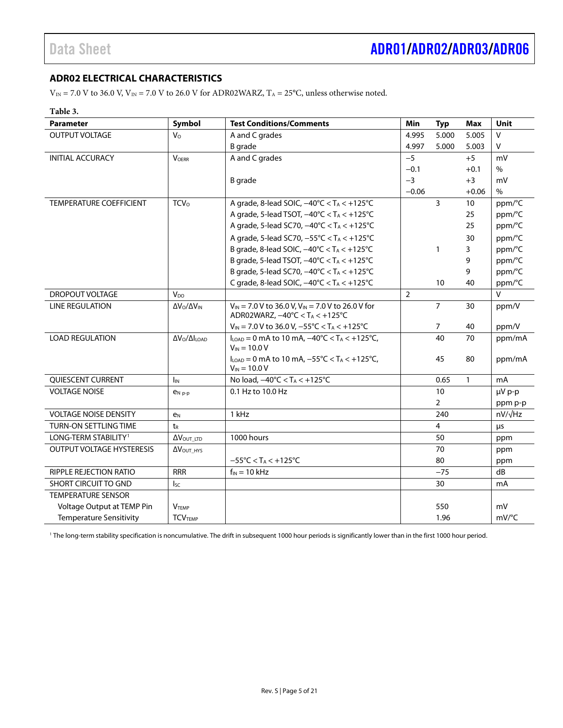## ADR02 ELECTRICAL CHARACTERISTICS

$V_{IN}$ = 7.0 V to 36.0 V, $V_{IN}$ = 7.0 V to 26.0 V for ADR02WARZ, $T_A$ = 25°C, unless otherwise noted.

**Table 3.**

| Parameter | Symbol | Test Conditions/Comments | Min | Typ | Max | Unit |
|---|---|---|---|---|---|---|
| OUTPUT VOLTAGE | $V_O$ | A and C grades | 4.995 | 5.000 | 5.005 | V |
| | | B grade | 4.997 | 5.000 | 5.003 | V |
| INITIAL ACCURACY | $V_{OERR}$ | A and C grades | −5 | | +5 | mV |
| | | | −0.1 | | +0.1 | % |
| | | B grade | −3 | | +3 | mV |
| | | | −0.06 | | +0.06 | % |
| TEMPERATURE COEFFICIENT | $TCV_O$ | A grade, 8-lead SOIC, −40°C < $T_A$ < +125°C | | 3 | 10 | ppm/°C |
| | | A grade, 5-lead TSOT, −40°C < $T_A$ < +125°C | | | 25 | ppm/°C |
| | | A grade, 5-lead SC70, −40°C < $T_A$ < +125°C | | | 25 | ppm/°C |
| | | A grade, 5-lead SC70, −55°C < $T_A$ < +125°C | | | 30 | ppm/°C |
| | | B grade, 8-lead SOIC, −40°C < $T_A$ < +125°C | | 1 | 3 | ppm/°C |
| | | B grade, 5-lead TSOT, −40°C < $T_A$ < +125°C | | | 9 | ppm/°C |
| | | B grade, 5-lead SC70, −40°C < $T_A$ < +125°C | | | 9 | ppm/°C |
| | | C grade, 8-lead SOIC, −40°C < $T_A$ < +125°C | | 10 | 40 | ppm/°C |
| DROPOUT VOLTAGE | $V_{DO}$ | | 2 | | | V |
| LINE REGULATION | $\Delta V_O/\Delta V_{IN}$ | $V_{IN}$ = 7.0 V to 36.0 V, $V_{IN}$ = 7.0 V to 26.0 V for ADR02WARZ, −40°C < $T_A$ < +125°C | | 7 | 30 | ppm/V |
| | | $V_{IN}$ = 7.0 V to 36.0 V, −55°C < $T_A$ < +125°C | | 7 | 40 | ppm/V |
| LOAD REGULATION | $\Delta V_O/\Delta I_{LOAD}$ | $I_{LOAD}$ = 0 mA to 10 mA, −40°C < $T_A$ < +125°C, $V_{IN}$ = 10.0 V | | 40 | 70 | ppm/mA |
| | | $I_{LOAD}$ = 0 mA to 10 mA, −55°C < $T_A$ < +125°C, $V_{IN}$ = 10.0 V | | 45 | 80 | ppm/mA |
| QUIESCENT CURRENT | $I_{IN}$ | No load, −40°C < $T_A$ < +125°C | | 0.65 | 1 | mA |
| VOLTAGE NOISE | $e_{N\ p\text{-}p}$ | 0.1 Hz to 10.0 Hz | | 10 | | μV p-p |
| | | | | 2 | | ppm p-p |
| VOLTAGE NOISE DENSITY | $e_N$ | 1 kHz | | 240 | | nV/√Hz |
| TURN-ON SETTLING TIME | $t_R$ | | | 4 | | μs |
| LONG-TERM STABILITY[1] | $\Delta V_{OUT\_LTD}$ | 1000 hours | | 50 | | ppm |
| OUTPUT VOLTAGE HYSTERESIS | $\Delta V_{OUT\_HYS}$ | | | 70 | | ppm |
| | | −55°C < $T_A$ < +125°C | | 80 | | ppm |
| RIPPLE REJECTION RATIO | RRR | $f_{IN}$ = 10 kHz | | −75 | | dB |
| SHORT CIRCUIT TO GND | $I_{SC}$ | | | 30 | | mA |
| TEMPERATURE SENSOR | | | | | | |
| Voltage Output at TEMP Pin | $V_{TEMP}$ | | | 550 | | mV |
| Temperature Sensitivity | $TCV_{TEMP}$ | | | 1.96 | | mV/°C |

[1] The long-term stability specification is noncumulative. The drift in subsequent 1000 hour periods is significantly lower than in the first 1000 hour period.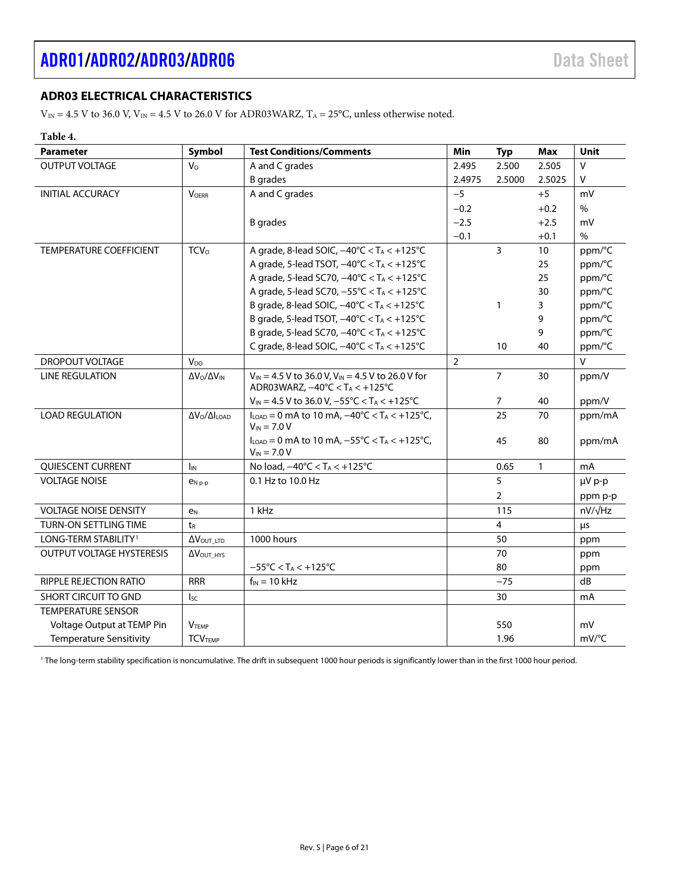## ADR03 ELECTRICAL CHARACTERISTICS

$V_{IN}$ = 4.5 V to 36.0 V, $V_{IN}$ = 4.5 V to 26.0 V for ADR03WARZ, $T_A$ = 25°C, unless otherwise noted.

**Table 4.**

| Parameter | Symbol | Test Conditions/Comments | Min | Typ | Max | Unit |
|---|---|---|---|---|---|---|
| OUTPUT VOLTAGE | $V_O$ | A and C grades | 2.495 | 2.500 | 2.505 | V |
| | | B grades | 2.4975 | 2.5000 | 2.5025 | V |
| INITIAL ACCURACY | $V_{OERR}$ | A and C grades | −5 | | +5 | mV |
| | | | −0.2 | | +0.2 | % |
| | | B grades | −2.5 | | +2.5 | mV |
| | | | −0.1 | | +0.1 | % |
| TEMPERATURE COEFFICIENT | $TCV_O$ | A grade, 8-lead SOIC, −40°C < $T_A$ < +125°C | | 3 | 10 | ppm/°C |
| | | A grade, 5-lead TSOT, −40°C < $T_A$ < +125°C | | | 25 | ppm/°C |
| | | A grade, 5-lead SC70, −40°C < $T_A$ < +125°C | | | 25 | ppm/°C |
| | | A grade, 5-lead SC70, −55°C < $T_A$ < +125°C | | | 30 | ppm/°C |
| | | B grade, 8-lead SOIC, −40°C < $T_A$ < +125°C | | 1 | 3 | ppm/°C |
| | | B grade, 5-lead TSOT, −40°C < $T_A$ < +125°C | | | 9 | ppm/°C |
| | | B grade, 5-lead SC70, −40°C < $T_A$ < +125°C | | | 9 | ppm/°C |
| | | C grade, 8-lead SOIC, −40°C < $T_A$ < +125°C | | 10 | 40 | ppm/°C |
| DROPOUT VOLTAGE | $V_{DO}$ | | 2 | | | V |
| LINE REGULATION | $\Delta V_O/\Delta V_{IN}$ | $V_{IN}$ = 4.5 V to 36.0 V, $V_{IN}$ = 4.5 V to 26.0 V for ADR03WARZ, −40°C < $T_A$ < +125°C | | 7 | 30 | ppm/V |
| | | $V_{IN}$ = 4.5 V to 36.0 V, −55°C < $T_A$ < +125°C | | 7 | 40 | ppm/V |
| LOAD REGULATION | $\Delta V_O/\Delta I_{LOAD}$ | $I_{LOAD}$ = 0 mA to 10 mA, −40°C < $T_A$ < +125°C, $V_{IN}$ = 7.0 V | | 25 | 70 | ppm/mA |
| | | $I_{LOAD}$ = 0 mA to 10 mA, −55°C < $T_A$ < +125°C, $V_{IN}$ = 7.0 V | | 45 | 80 | ppm/mA |
| QUIESCENT CURRENT | $I_{IN}$ | No load, −40°C < $T_A$ < +125°C | | 0.65 | 1 | mA |
| VOLTAGE NOISE | $e_{N\ p\text{-}p}$ | 0.1 Hz to 10.0 Hz | | 5 | | µV p-p |
| | | | | 2 | | ppm p-p |
| VOLTAGE NOISE DENSITY | $e_N$ | 1 kHz | | 115 | | nV/√Hz |
| TURN-ON SETTLING TIME | $t_R$ | | | 4 | | µs |
| LONG-TERM STABILITY[1] | $\Delta V_{OUT\_LTD}$ | 1000 hours | | 50 | | ppm |
| OUTPUT VOLTAGE HYSTERESIS | $\Delta V_{OUT\_HYS}$ | | | 70 | | ppm |
| | | −55°C < $T_A$ < +125°C | | 80 | | ppm |
| RIPPLE REJECTION RATIO | RRR | $f_{IN}$ = 10 kHz | | −75 | | dB |
| SHORT CIRCUIT TO GND | $I_{SC}$ | | | 30 | | mA |
| TEMPERATURE SENSOR | | | | | | |
| Voltage Output at TEMP Pin | $V_{TEMP}$ | | | 550 | | mV |
| Temperature Sensitivity | $TCV_{TEMP}$ | | | 1.96 | | mV/°C |

[1] The long-term stability specification is noncumulative. The drift in subsequent 1000 hour periods is significantly lower than in the first 1000 hour period.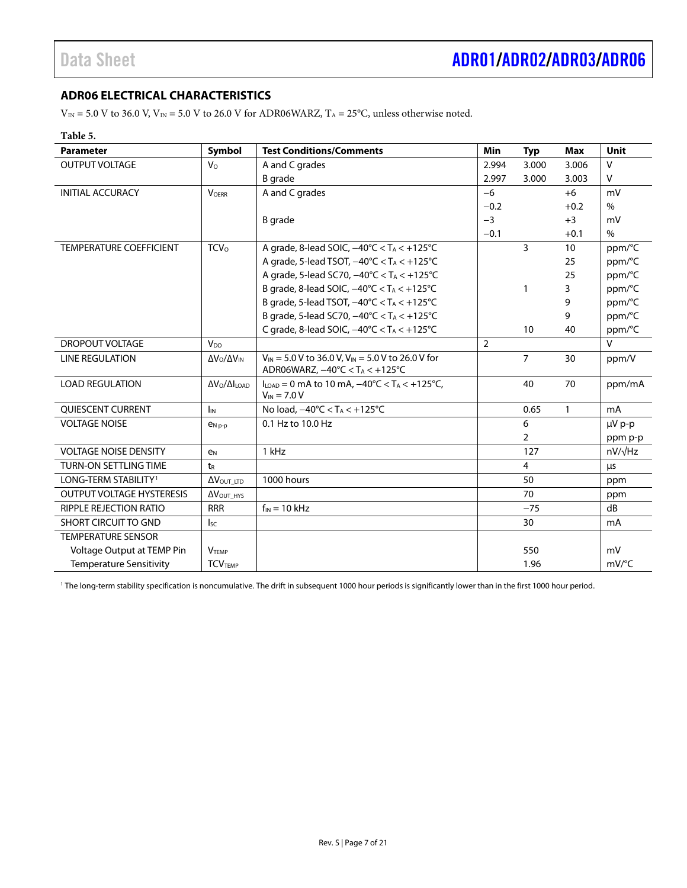## ADR06 ELECTRICAL CHARACTERISTICS

$V_{IN}$ = 5.0 V to 36.0 V, $V_{IN}$ = 5.0 V to 26.0 V for ADR06WARZ, $T_A$ = 25°C, unless otherwise noted.

**Table 5.**

| Parameter | Symbol | Test Conditions/Comments | Min | Typ | Max | Unit |
|---|---|---|---|---|---|---|
| OUTPUT VOLTAGE | $V_O$ | A and C grades | 2.994 | 3.000 | 3.006 | V |
| | | B grade | 2.997 | 3.000 | 3.003 | V |
| INITIAL ACCURACY | $V_{OERR}$ | A and C grades | −6 | | +6 | mV |
| | | | −0.2 | | +0.2 | % |
| | | B grade | −3 | | +3 | mV |
| | | | −0.1 | | +0.1 | % |
| TEMPERATURE COEFFICIENT | $TCV_O$ | A grade, 8-lead SOIC, −40°C < $T_A$ < +125°C | | 3 | 10 | ppm/°C |
| | | A grade, 5-lead TSOT, −40°C < $T_A$ < +125°C | | | 25 | ppm/°C |
| | | A grade, 5-lead SC70, −40°C < $T_A$ < +125°C | | | 25 | ppm/°C |
| | | B grade, 8-lead SOIC, −40°C < $T_A$ < +125°C | | 1 | 3 | ppm/°C |
| | | B grade, 5-lead TSOT, −40°C < $T_A$ < +125°C | | | 9 | ppm/°C |
| | | B grade, 5-lead SC70, −40°C < $T_A$ < +125°C | | | 9 | ppm/°C |
| | | C grade, 8-lead SOIC, −40°C < $T_A$ < +125°C | | 10 | 40 | ppm/°C |
| DROPOUT VOLTAGE | $V_{DO}$ | | 2 | | | V |
| LINE REGULATION | $\Delta V_O/\Delta V_{IN}$ | $V_{IN}$ = 5.0 V to 36.0 V, $V_{IN}$ = 5.0 V to 26.0 V for ADR06WARZ, −40°C < $T_A$ < +125°C | | 7 | 30 | ppm/V |
| LOAD REGULATION | $\Delta V_O/\Delta I_{LOAD}$ | $I_{LOAD}$ = 0 mA to 10 mA, −40°C < $T_A$ < +125°C, $V_{IN}$ = 7.0 V | | 40 | 70 | ppm/mA |
| QUIESCENT CURRENT | $I_{IN}$ | No load, −40°C < $T_A$ < +125°C | | 0.65 | 1 | mA |
| VOLTAGE NOISE | $e_{N\,p\text{-}p}$ | 0.1 Hz to 10.0 Hz | | 6 | | µV p-p |
| | | | | 2 | | ppm p-p |
| VOLTAGE NOISE DENSITY | $e_N$ | 1 kHz | | 127 | | nV/√Hz |
| TURN-ON SETTLING TIME | $t_R$ | | | 4 | | µs |
| LONG-TERM STABILITY[1] | $\Delta V_{OUT\_LTD}$ | 1000 hours | | 50 | | ppm |
| OUTPUT VOLTAGE HYSTERESIS | $\Delta V_{OUT\_HYS}$ | | | 70 | | ppm |
| RIPPLE REJECTION RATIO | RRR | $f_{IN}$ = 10 kHz | | −75 | | dB |
| SHORT CIRCUIT TO GND | $I_{SC}$ | | | 30 | | mA |
| TEMPERATURE SENSOR | | | | | | |
| Voltage Output at TEMP Pin | $V_{TEMP}$ | | | 550 | | mV |
| Temperature Sensitivity | $TCV_{TEMP}$ | | | 1.96 | | mV/°C |

[1] The long-term stability specification is noncumulative. The drift in subsequent 1000 hour periods is significantly lower than in the first 1000 hour period.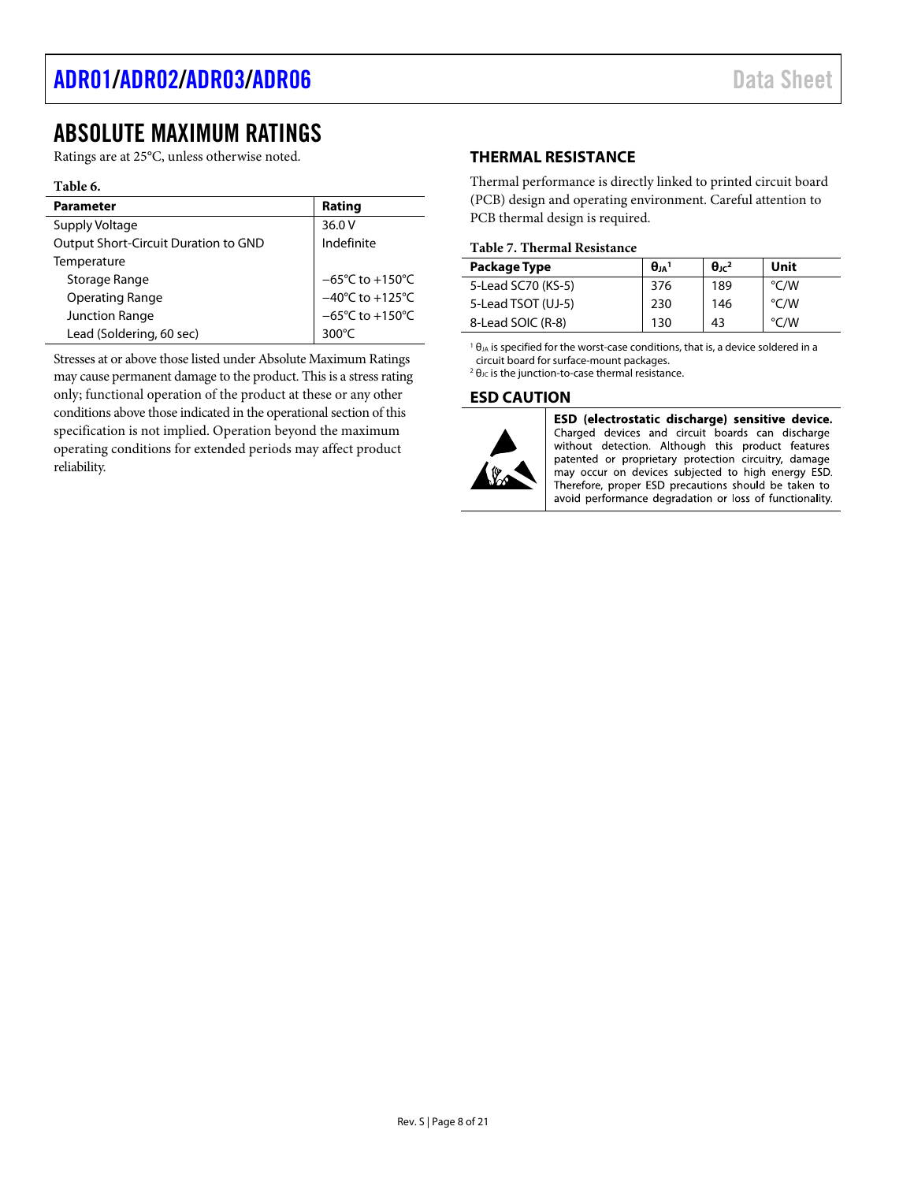# ABSOLUTE MAXIMUM RATINGS

Ratings are at 25°C, unless otherwise noted.

**Table 6.**

| Parameter | Rating |
|---|---|
| Supply Voltage | 36.0 V |
| Output Short-Circuit Duration to GND | Indefinite |
| Temperature | |
| Storage Range | −65°C to +150°C |
| Operating Range | −40°C to +125°C |
| Junction Range | −65°C to +150°C |
| Lead (Soldering, 60 sec) | 300°C |

Stresses at or above those listed under Absolute Maximum Ratings may cause permanent damage to the product. This is a stress rating only; functional operation of the product at these or any other conditions above those indicated in the operational section of this specification is not implied. Operation beyond the maximum operating conditions for extended periods may affect product reliability.

## THERMAL RESISTANCE

Thermal performance is directly linked to printed circuit board (PCB) design and operating environment. Careful attention to PCB thermal design is required.

**Table 7. Thermal Resistance**

| Package Type | $\theta_{JA}$[1] | $\theta_{JC}$[2] | Unit |
|---|---|---|---|
| 5-Lead SC70 (KS-5) | 376 | 189 | °C/W |
| 5-Lead TSOT (UJ-5) | 230 | 146 | °C/W |
| 8-Lead SOIC (R-8) | 130 | 43 | °C/W |

[1] $\theta_{JA}$ is specified for the worst-case conditions, that is, a device soldered in a circuit board for surface-mount packages.
[2] $\theta_{JC}$ is the junction-to-case thermal resistance.

## ESD CAUTION

**ESD (electrostatic discharge) sensitive device.** Charged devices and circuit boards can discharge without detection. Although this product features patented or proprietary protection circuitry, damage may occur on devices subjected to high energy ESD. Therefore, proper ESD precautions should be taken to avoid performance degradation or loss of functionality.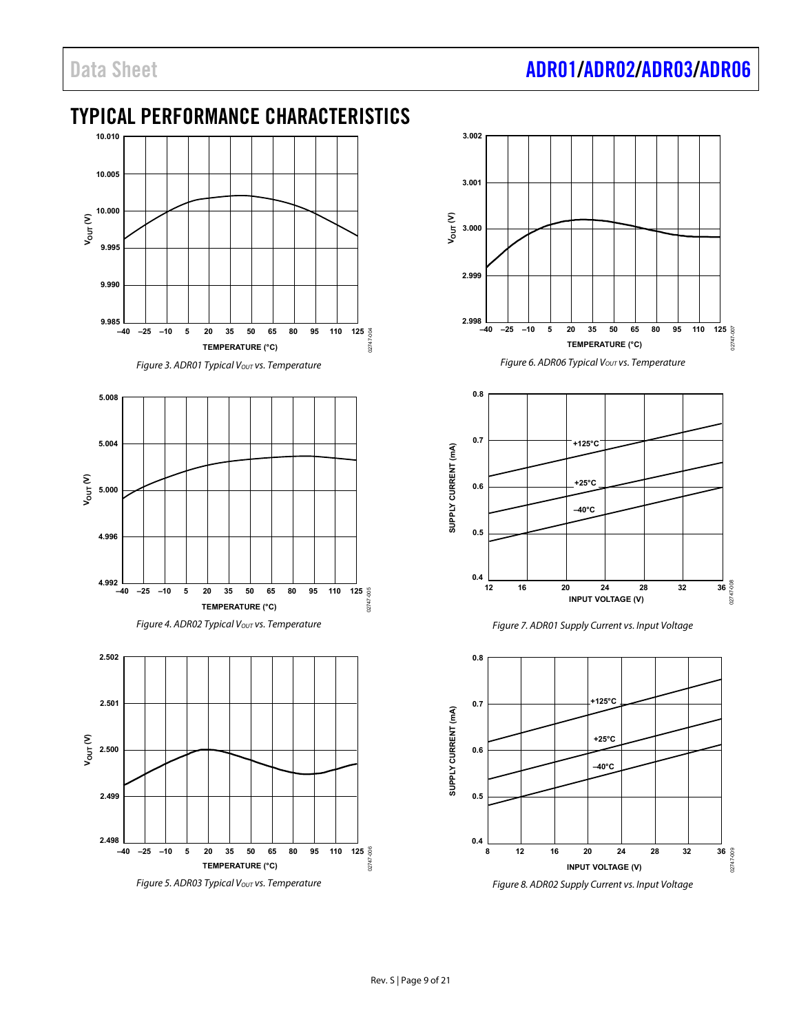## TYPICAL PERFORMANCE CHARACTERISTICS

Figure 3. ADR01 Typical $V_{OUT}$ vs. Temperature

Figure 4. ADR02 Typical $V_{OUT}$ vs. Temperature

Figure 5. ADR03 Typical $V_{OUT}$ vs. Temperature

Figure 6. ADR06 Typical $V_{OUT}$ vs. Temperature

Figure 7. ADR01 Supply Current vs. Input Voltage

Figure 8. ADR02 Supply Current vs. Input Voltage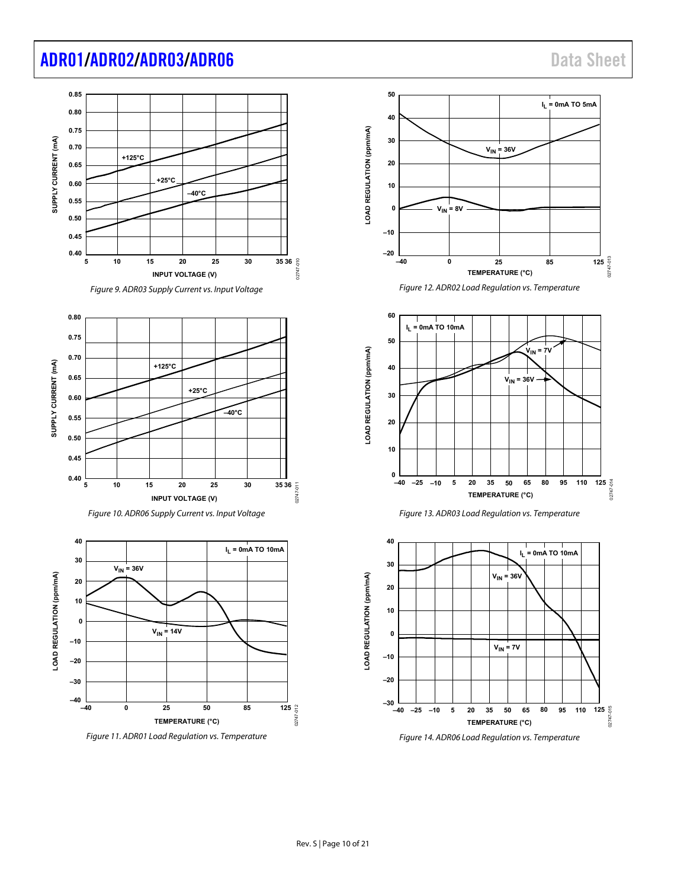Figure 9. ADR03 Supply Current vs. Input Voltage

Figure 10. ADR06 Supply Current vs. Input Voltage

Figure 11. ADR01 Load Regulation vs. Temperature

Figure 12. ADR02 Load Regulation vs. Temperature

Figure 13. ADR03 Load Regulation vs. Temperature

Figure 14. ADR06 Load Regulation vs. Temperature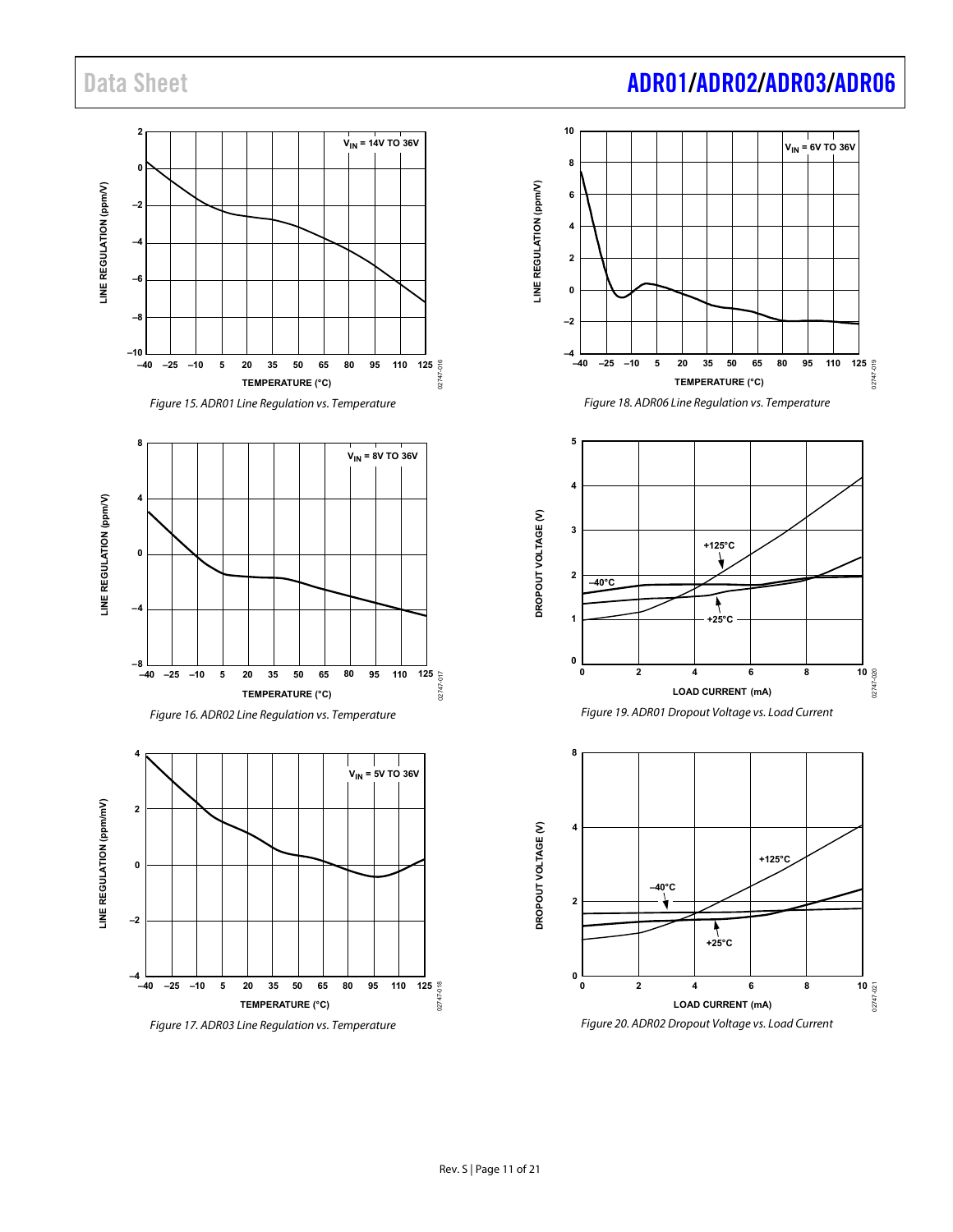Figure 15. ADR01 Line Regulation vs. Temperature

Figure 16. ADR02 Line Regulation vs. Temperature

Figure 17. ADR03 Line Regulation vs. Temperature

Figure 18. ADR06 Line Regulation vs. Temperature

Figure 19. ADR01 Dropout Voltage vs. Load Current

Figure 20. ADR02 Dropout Voltage vs. Load Current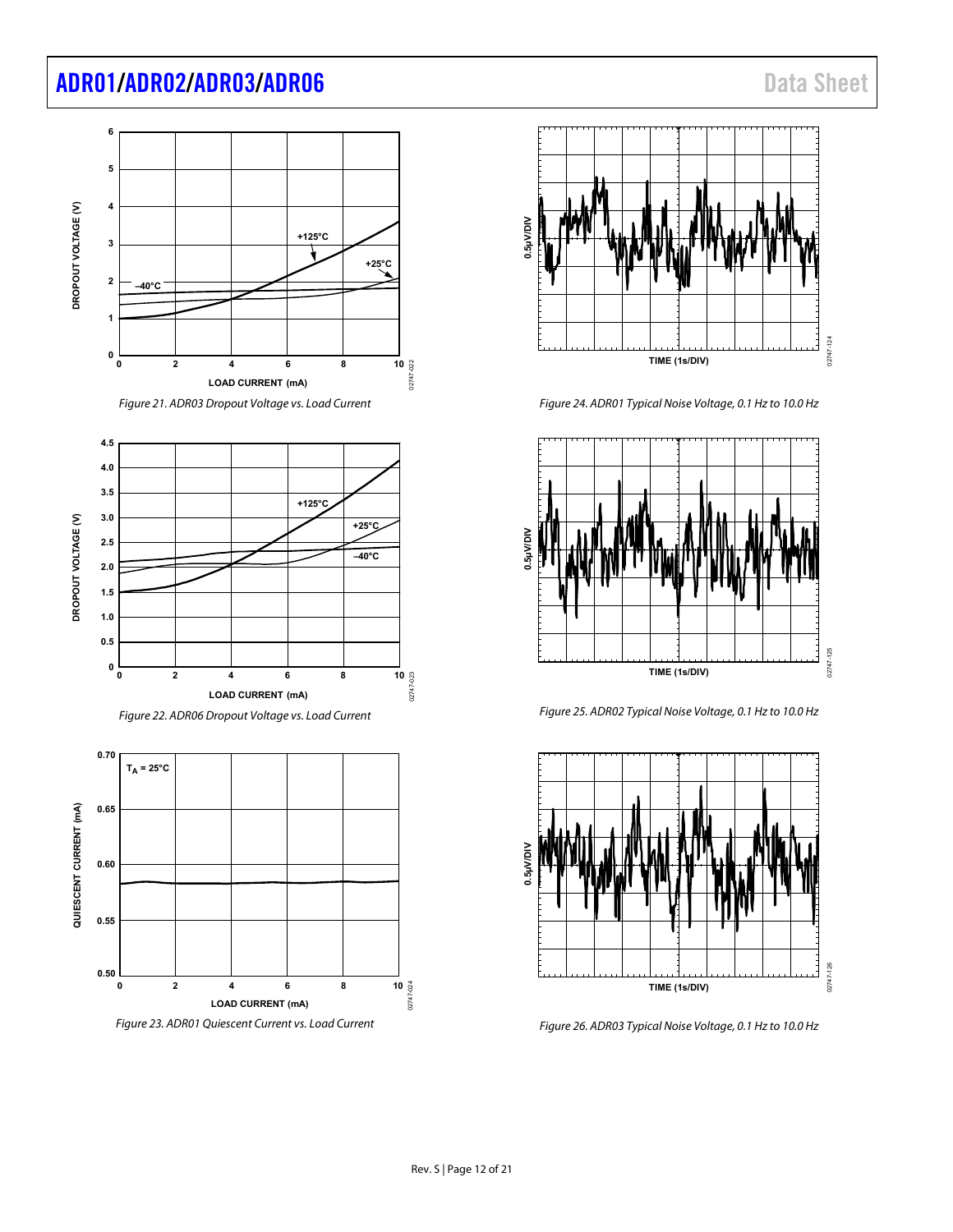Figure 21. ADR03 Dropout Voltage vs. Load Current

Figure 22. ADR06 Dropout Voltage vs. Load Current

Figure 23. ADR01 Quiescent Current vs. Load Current

Figure 24. ADR01 Typical Noise Voltage, 0.1 Hz to 10.0 Hz

Figure 25. ADR02 Typical Noise Voltage, 0.1 Hz to 10.0 Hz

Figure 26. ADR03 Typical Noise Voltage, 0.1 Hz to 10.0 Hz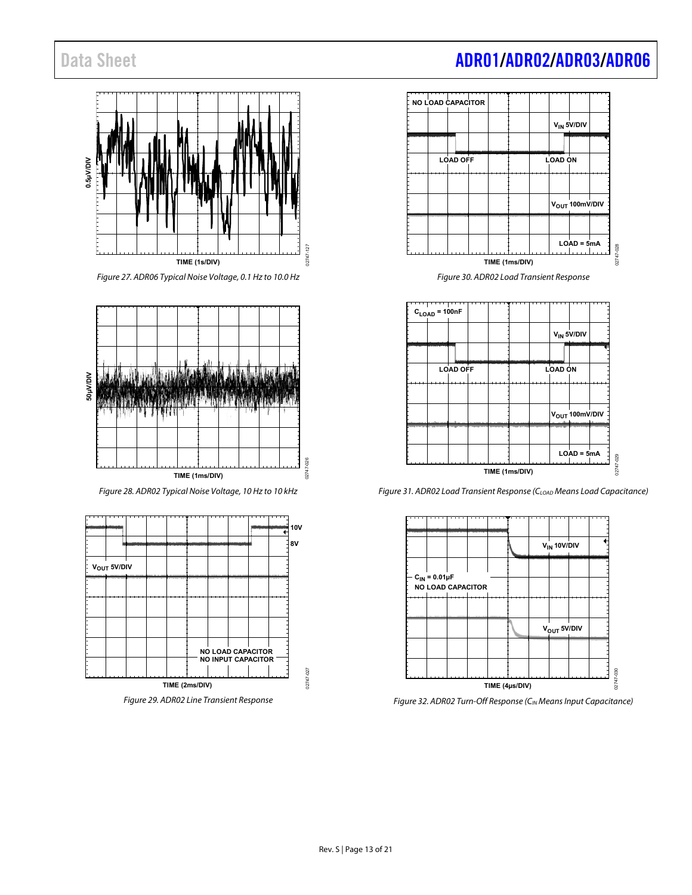Figure 27. ADR06 Typical Noise Voltage, 0.1 Hz to 10.0 Hz

Figure 28. ADR02 Typical Noise Voltage, 10 Hz to 10 kHz

Figure 29. ADR02 Line Transient Response

Figure 30. ADR02 Load Transient Response

Figure 31. ADR02 Load Transient Response ($C_{LOAD}$ Means Load Capacitance)

Figure 32. ADR02 Turn-Off Response ($C_{IN}$ Means Input Capacitance)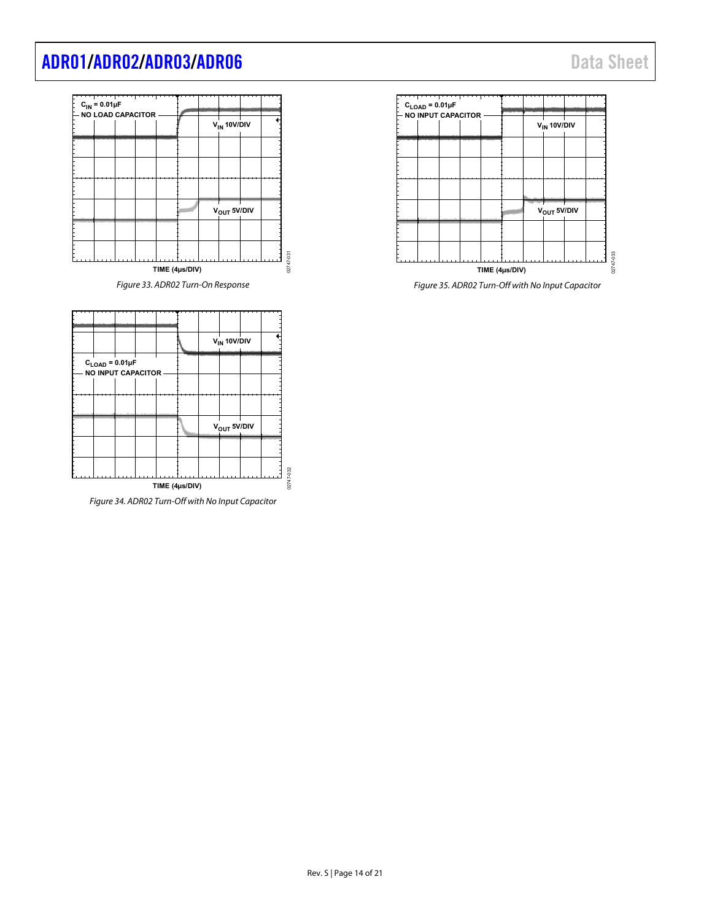$C_{IN}$ = 0.01µF
NO LOAD CAPACITOR

$V_{IN}$ 10V/DIV

$V_{OUT}$ 5V/DIV

TIME (4µs/DIV)

02747-031

*Figure 33. ADR02 Turn-On Response*

$V_{IN}$ 10V/DIV

$C_{LOAD}$ = 0.01µF
NO INPUT CAPACITOR

$V_{OUT}$ 5V/DIV

TIME (4µs/DIV)

02747-032

*Figure 34. ADR02 Turn-Off with No Input Capacitor*

$C_{LOAD}$ = 0.01µF
NO INPUT CAPACITOR

$V_{IN}$ 10V/DIV

$V_{OUT}$ 5V/DIV

TIME (4µs/DIV)

02747-033

*Figure 35. ADR02 Turn-Off with No Input Capacitor*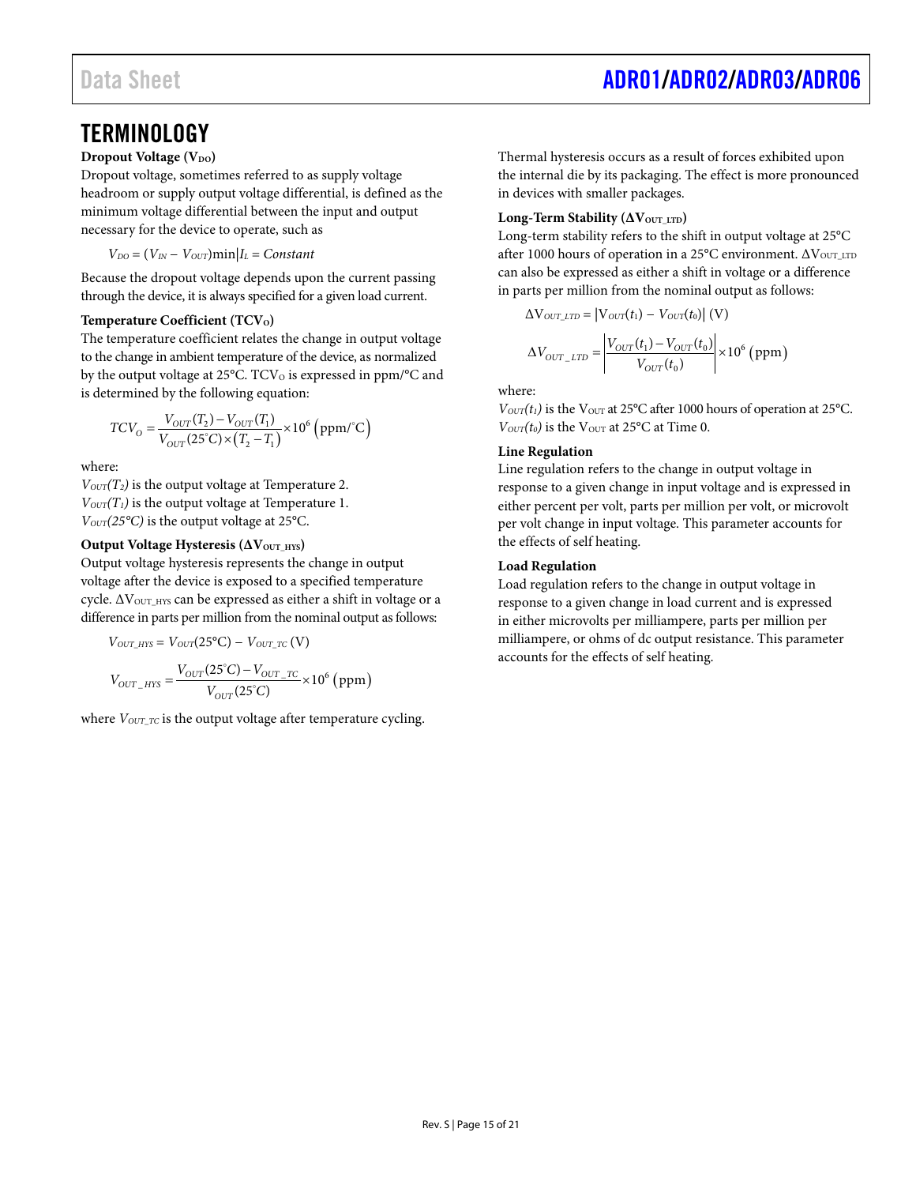# TERMINOLOGY

### Dropout Voltage ($V_{DO}$)

Dropout voltage, sometimes referred to as supply voltage headroom or supply output voltage differential, is defined as the minimum voltage differential between the input and output necessary for the device to operate, such as

$$V_{DO} = (V_{IN} - V_{OUT})\min|I_L = Constant$$

Because the dropout voltage depends upon the current passing through the device, it is always specified for a given load current.

### Temperature Coefficient ($TCV_O$)

The temperature coefficient relates the change in output voltage to the change in ambient temperature of the device, as normalized by the output voltage at 25°C. $TCV_O$ is expressed in ppm/°C and is determined by the following equation:

$$TCV_O = \frac{V_{OUT}(T_2) - V_{OUT}(T_1)}{V_{OUT}(25^\circ C) \times (T_2 - T_1)} \times 10^6 \ (\text{ppm}/^\circ\text{C})$$

where:
$V_{OUT}(T_2)$ is the output voltage at Temperature 2.
$V_{OUT}(T_1)$ is the output voltage at Temperature 1.
$V_{OUT}(25°C)$ is the output voltage at 25°C.

### Output Voltage Hysteresis ($\Delta V_{OUT\_HYS}$)

Output voltage hysteresis represents the change in output voltage after the device is exposed to a specified temperature cycle. $\Delta V_{OUT\_HYS}$ can be expressed as either a shift in voltage or a difference in parts per million from the nominal output as follows:

$$V_{OUT\_HYS} = V_{OUT}(25°\text{C}) - V_{OUT\_TC} \ (\text{V})$$

$$V_{OUT\_HYS} = \frac{V_{OUT}(25^\circ C) - V_{OUT\_TC}}{V_{OUT}(25^\circ C)} \times 10^6 \ (\text{ppm})$$

where $V_{OUT\_TC}$ is the output voltage after temperature cycling.

Thermal hysteresis occurs as a result of forces exhibited upon the internal die by its packaging. The effect is more pronounced in devices with smaller packages.

### Long-Term Stability ($\Delta V_{OUT\_LTD}$)

Long-term stability refers to the shift in output voltage at 25°C after 1000 hours of operation in a 25°C environment. $\Delta V_{OUT\_LTD}$ can also be expressed as either a shift in voltage or a difference in parts per million from the nominal output as follows:

$$\Delta V_{OUT\_LTD} = |V_{OUT}(t_1) - V_{OUT}(t_0)| \ (\text{V})$$

$$\Delta V_{OUT\_LTD} = \left| \frac{V_{OUT}(t_1) - V_{OUT}(t_0)}{V_{OUT}(t_0)} \right| \times 10^6 \ (\text{ppm})$$

where:
$V_{OUT}(t_1)$ is the $V_{OUT}$ at 25°C after 1000 hours of operation at 25°C.
$V_{OUT}(t_0)$ is the $V_{OUT}$ at 25°C at Time 0.

### Line Regulation

Line regulation refers to the change in output voltage in response to a given change in input voltage and is expressed in either percent per volt, parts per million per volt, or microvolt per volt change in input voltage. This parameter accounts for the effects of self heating.

### Load Regulation

Load regulation refers to the change in output voltage in response to a given change in load current and is expressed in either microvolts per milliampere, parts per million per milliampere, or ohms of dc output resistance. This parameter accounts for the effects of self heating.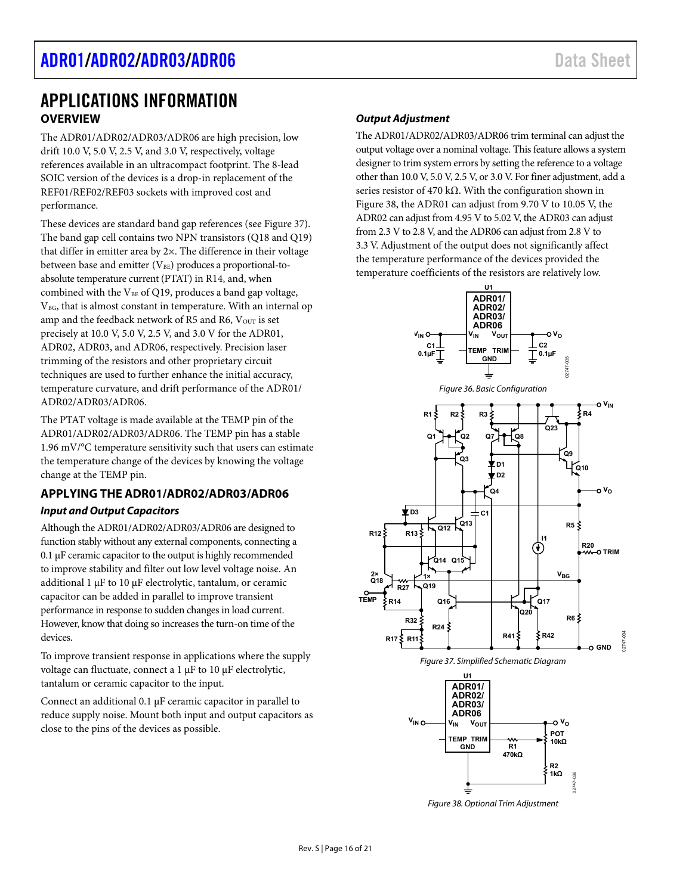# APPLICATIONS INFORMATION

## OVERVIEW

The ADR01/ADR02/ADR03/ADR06 are high precision, low drift 10.0 V, 5.0 V, 2.5 V, and 3.0 V, respectively, voltage references available in an ultracompact footprint. The 8-lead SOIC version of the devices is a drop-in replacement of the REF01/REF02/REF03 sockets with improved cost and performance.

These devices are standard band gap references (see Figure 37). The band gap cell contains two NPN transistors (Q18 and Q19) that differ in emitter area by 2×. The difference in their voltage between base and emitter ($V_{BE}$) produces a proportional-to-absolute temperature current (PTAT) in R14, and, when combined with the $V_{BE}$ of Q19, produces a band gap voltage, $V_{BG}$, that is almost constant in temperature. With an internal op amp and the feedback network of R5 and R6, $V_{OUT}$ is set precisely at 10.0 V, 5.0 V, 2.5 V, and 3.0 V for the ADR01, ADR02, ADR03, and ADR06, respectively. Precision laser trimming of the resistors and other proprietary circuit techniques are used to further enhance the initial accuracy, temperature curvature, and drift performance of the ADR01/ADR02/ADR03/ADR06.

The PTAT voltage is made available at the TEMP pin of the ADR01/ADR02/ADR03/ADR06. The TEMP pin has a stable 1.96 mV/°C temperature sensitivity such that users can estimate the temperature change of the devices by knowing the voltage change at the TEMP pin.

## APPLYING THE ADR01/ADR02/ADR03/ADR06

### *Input and Output Capacitors*

Although the ADR01/ADR02/ADR03/ADR06 are designed to function stably without any external components, connecting a 0.1 µF ceramic capacitor to the output is highly recommended to improve stability and filter out low level voltage noise. An additional 1 µF to 10 µF electrolytic, tantalum, or ceramic capacitor can be added in parallel to improve transient performance in response to sudden changes in load current. However, know that doing so increases the turn-on time of the devices.

To improve transient response in applications where the supply voltage can fluctuate, connect a 1 µF to 10 µF electrolytic, tantalum or ceramic capacitor to the input.

Connect an additional 0.1 µF ceramic capacitor in parallel to reduce supply noise. Mount both input and output capacitors as close to the pins of the devices as possible.

### *Output Adjustment*

The ADR01/ADR02/ADR03/ADR06 trim terminal can adjust the output voltage over a nominal voltage. This feature allows a system designer to trim system errors by setting the reference to a voltage other than 10.0 V, 5.0 V, 2.5 V, or 3.0 V. For finer adjustment, add a series resistor of 470 kΩ. With the configuration shown in Figure 38, the ADR01 can adjust from 9.70 V to 10.05 V, the ADR02 can adjust from 4.95 V to 5.02 V, the ADR03 can adjust from 2.3 V to 2.8 V, and the ADR06 can adjust from 2.8 V to 3.3 V. Adjustment of the output does not significantly affect the temperature performance of the devices provided the temperature coefficients of the resistors are relatively low.

Figure 36. Basic Configuration

Figure 37. Simplified Schematic Diagram

Figure 38. Optional Trim Adjustment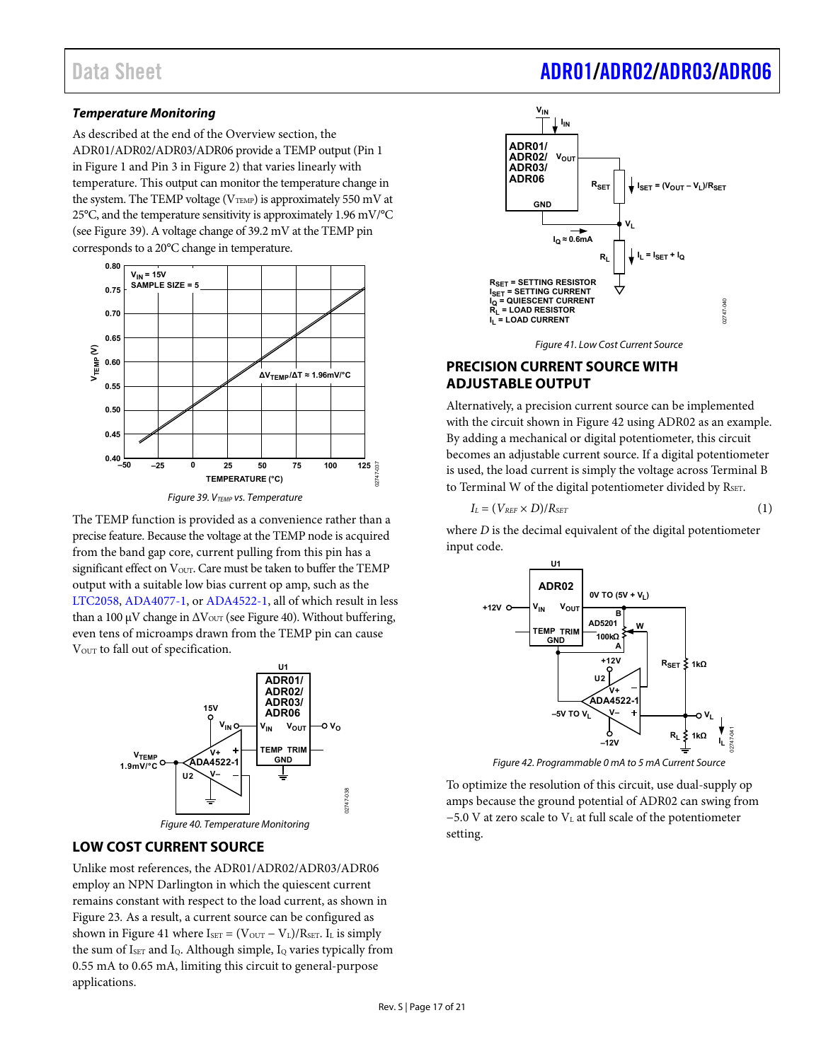### *Temperature Monitoring*

As described at the end of the Overview section, the ADR01/ADR02/ADR03/ADR06 provide a TEMP output (Pin 1 in Figure 1 and Pin 3 in Figure 2) that varies linearly with temperature. This output can monitor the temperature change in the system. The TEMP voltage ($V_{TEMP}$) is approximately 550 mV at 25°C, and the temperature sensitivity is approximately 1.96 mV/°C (see Figure 39). A voltage change of 39.2 mV at the TEMP pin corresponds to a 20°C change in temperature.

*Figure 39. $V_{TEMP}$ vs. Temperature*

The TEMP function is provided as a convenience rather than a precise feature. Because the voltage at the TEMP node is acquired from the band gap core, current pulling from this pin has a significant effect on $V_{OUT}$. Care must be taken to buffer the TEMP output with a suitable low bias current op amp, such as the LTC2058, ADA4077-1, or ADA4522-1, all of which result in less than 100 µV change in $\Delta V_{OUT}$ (see Figure 40). Without buffering, even tens of microamps drawn from the TEMP pin can cause $V_{OUT}$ to fall out of specification.

*Figure 40. Temperature Monitoring*

## LOW COST CURRENT SOURCE

Unlike most references, the ADR01/ADR02/ADR03/ADR06 employ an NPN Darlington in which the quiescent current remains constant with respect to the load current, as shown in Figure 23. As a result, a current source can be configured as shown in Figure 41 where $I_{SET} = (V_{OUT} - V_L)/R_{SET}$. $I_L$ is simply the sum of $I_{SET}$ and $I_Q$. Although simple, $I_Q$ varies typically from 0.55 mA to 0.65 mA, limiting this circuit to general-purpose applications.

*Figure 41. Low Cost Current Source*

## PRECISION CURRENT SOURCE WITH ADJUSTABLE OUTPUT

Alternatively, a precision current source can be implemented with the circuit shown in Figure 42 using ADR02 as an example. By adding a mechanical or digital potentiometer, this circuit becomes an adjustable current source. If a digital potentiometer is used, the load current is simply the voltage across Terminal B to Terminal W of the digital potentiometer divided by $R_{SET}$.

$$I_L = (V_{REF} \times D)/R_{SET} \tag{1}$$

where *D* is the decimal equivalent of the digital potentiometer input code.

*Figure 42. Programmable 0 mA to 5 mA Current Source*

To optimize the resolution of this circuit, use dual-supply op amps because the ground potential of ADR02 can swing from −5.0 V at zero scale to $V_L$ at full scale of the potentiometer setting.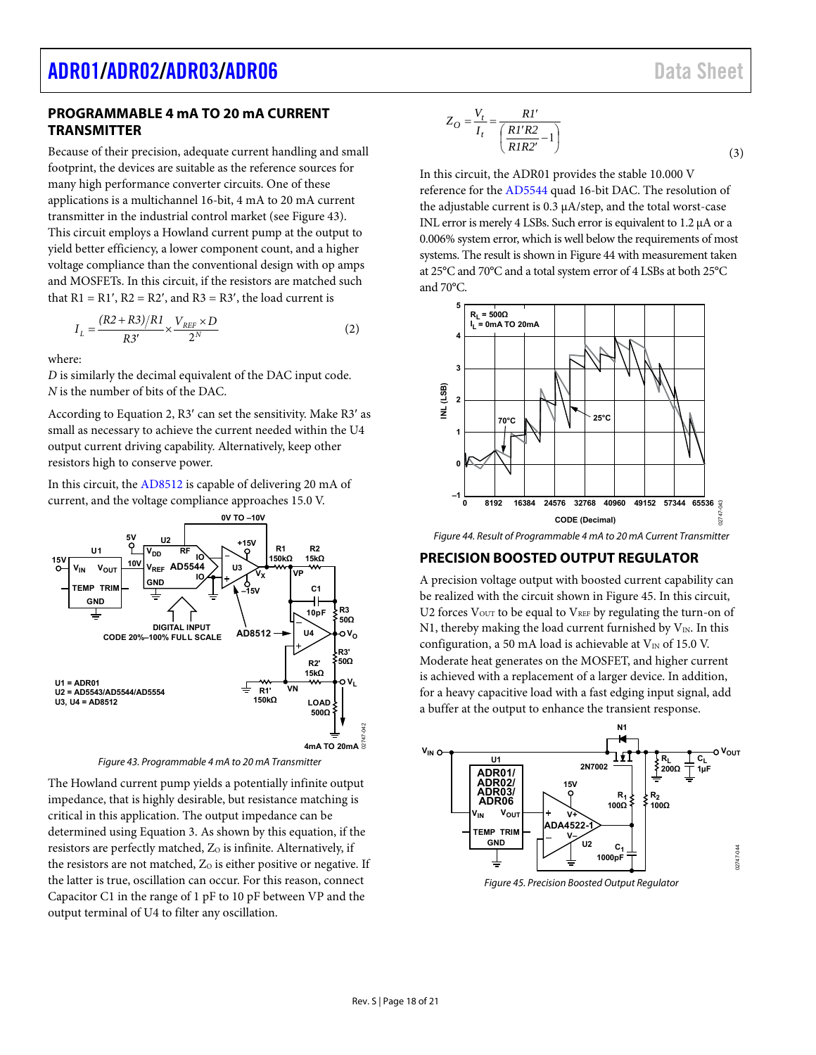## PROGRAMMABLE 4 mA TO 20 mA CURRENT TRANSMITTER

Because of their precision, adequate current handling and small footprint, the devices are suitable as the reference sources for many high performance converter circuits. One of these applications is a multichannel 16-bit, 4 mA to 20 mA current transmitter in the industrial control market (see Figure 43). This circuit employs a Howland current pump at the output to yield better efficiency, a lower component count, and a higher voltage compliance than the conventional design with op amps and MOSFETs. In this circuit, if the resistors are matched such that R1 = R1′, R2 = R2′, and R3 = R3′, the load current is

$$I_L = \frac{(R2 + R3)/R1}{R3'} \times \frac{V_{REF} \times D}{2^N} \tag{2}$$

where:
*D* is similarly the decimal equivalent of the DAC input code.
*N* is the number of bits of the DAC.

According to Equation 2, R3′ can set the sensitivity. Make R3′ as small as necessary to achieve the current needed within the U4 output current driving capability. Alternatively, keep other resistors high to conserve power.

In this circuit, the AD8512 is capable of delivering 20 mA of current, and the voltage compliance approaches 15.0 V.

Figure 43. Programmable 4 mA to 20 mA Transmitter

The Howland current pump yields a potentially infinite output impedance, that is highly desirable, but resistance matching is critical in this application. The output impedance can be determined using Equation 3. As shown by this equation, if the resistors are perfectly matched, $Z_O$ is infinite. Alternatively, if the resistors are not matched, $Z_O$ is either positive or negative. If the latter is true, oscillation can occur. For this reason, connect Capacitor C1 in the range of 1 pF to 10 pF between VP and the output terminal of U4 to filter any oscillation.

$$Z_O = \frac{V_t}{I_t} = \frac{R1'}{\left(\frac{R1'R2}{R1R2'} - 1\right)} \tag{3}$$

In this circuit, the ADR01 provides the stable 10.000 V reference for the AD5544 quad 16-bit DAC. The resolution of the adjustable current is 0.3 μA/step, and the total worst-case INL error is merely 4 LSBs. Such error is equivalent to 1.2 μA or a 0.006% system error, which is well below the requirements of most systems. The result is shown in Figure 44 with measurement taken at 25°C and 70°C and a total system error of 4 LSBs at both 25°C and 70°C.

Figure 44. Result of Programmable 4 mA to 20 mA Current Transmitter

## PRECISION BOOSTED OUTPUT REGULATOR

A precision voltage output with boosted current capability can be realized with the circuit shown in Figure 45. In this circuit, U2 forces $V_{OUT}$ to be equal to $V_{REF}$ by regulating the turn-on of N1, thereby making the load current furnished by $V_{IN}$. In this configuration, a 50 mA load is achievable at $V_{IN}$ of 15.0 V. Moderate heat generates on the MOSFET, and higher current is achieved with a replacement of a larger device. In addition, for a heavy capacitive load with a fast edging input signal, add a buffer at the output to enhance the transient response.

Figure 45. Precision Boosted Output Regulator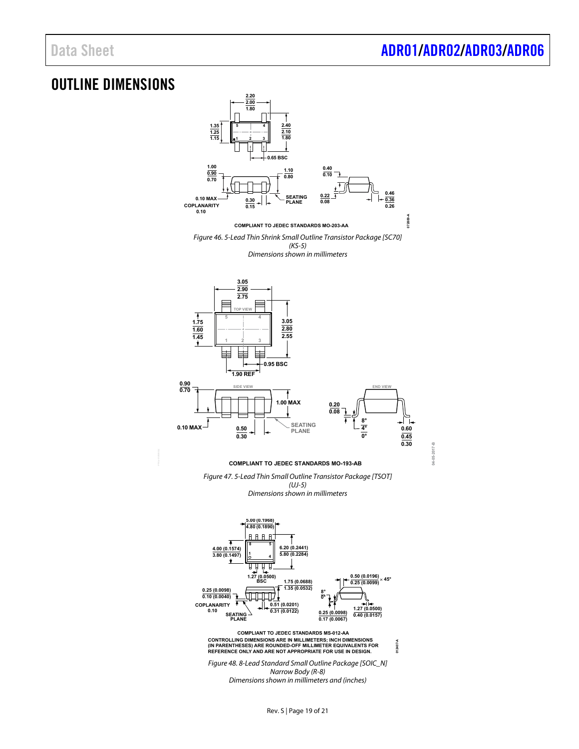## OUTLINE DIMENSIONS

COMPLIANT TO JEDEC STANDARDS MO-203-AA

*Figure 46. 5-Lead Thin Shrink Small Outline Transistor Package [SC70] (KS-5)*
*Dimensions shown in millimeters*

COMPLIANT TO JEDEC STANDARDS MO-193-AB

*Figure 47. 5-Lead Thin Small Outline Transistor Package [TSOT] (UJ-5)*
*Dimensions shown in millimeters*

COMPLIANT TO JEDEC STANDARDS MS-012-AA
CONTROLLING DIMENSIONS ARE IN MILLIMETERS; INCH DIMENSIONS (IN PARENTHESES) ARE ROUNDED-OFF MILLIMETER EQUIVALENTS FOR REFERENCE ONLY AND ARE NOT APPROPRIATE FOR USE IN DESIGN.

*Figure 48. 8-Lead Standard Small Outline Package [SOIC_N] Narrow Body (R-8)*
*Dimensions shown in millimeters and (inches)*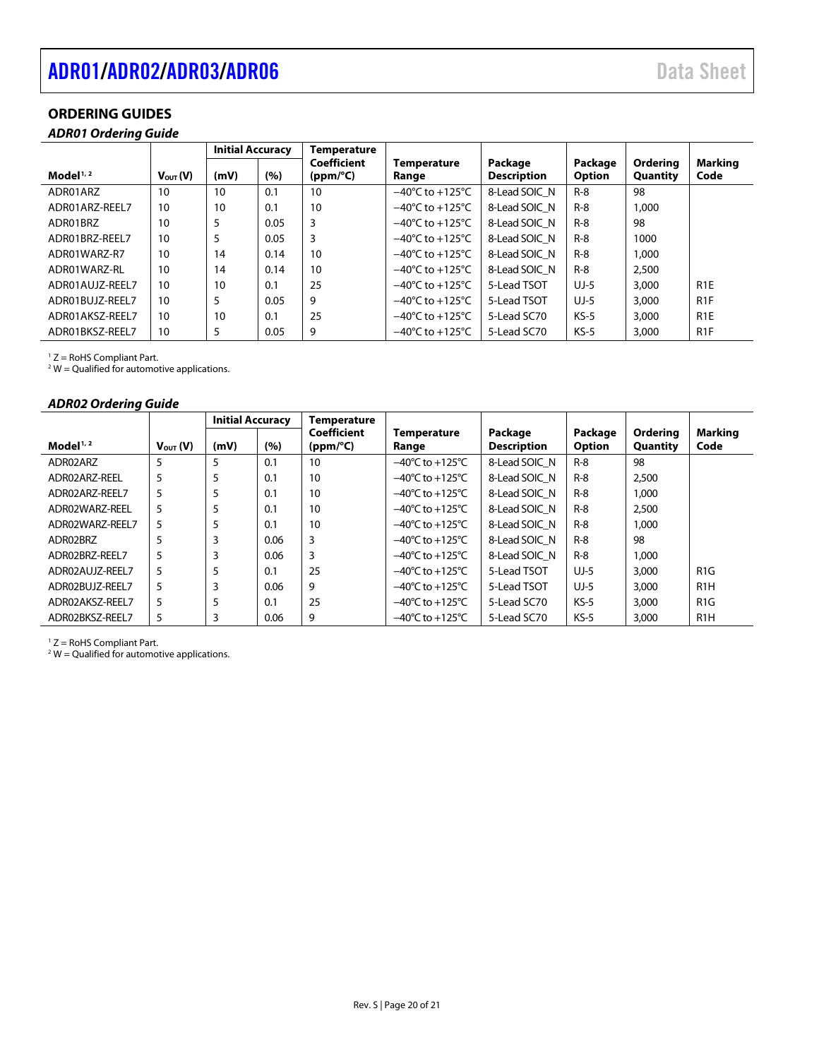## ORDERING GUIDES

### *ADR01 Ordering Guide*

| Model[1, 2] | $V_{OUT}$ (V) | Initial Accuracy (mV) | Initial Accuracy (%) | Temperature Coefficient (ppm/°C) | Temperature Range | Package Description | Package Option | Ordering Quantity | Marking Code |
|---|---|---|---|---|---|---|---|---|---|
| ADR01ARZ | 10 | 10 | 0.1 | 10 | −40°C to +125°C | 8-Lead SOIC_N | R-8 | 98 | |
| ADR01ARZ-REEL7 | 10 | 10 | 0.1 | 10 | −40°C to +125°C | 8-Lead SOIC_N | R-8 | 1,000 | |
| ADR01BRZ | 10 | 5 | 0.05 | 3 | −40°C to +125°C | 8-Lead SOIC_N | R-8 | 98 | |
| ADR01BRZ-REEL7 | 10 | 5 | 0.05 | 3 | −40°C to +125°C | 8-Lead SOIC_N | R-8 | 1000 | |
| ADR01WARZ-R7 | 10 | 14 | 0.14 | 10 | −40°C to +125°C | 8-Lead SOIC_N | R-8 | 1,000 | |
| ADR01WARZ-RL | 10 | 14 | 0.14 | 10 | −40°C to +125°C | 8-Lead SOIC_N | R-8 | 2,500 | |
| ADR01AUJZ-REEL7 | 10 | 10 | 0.1 | 25 | −40°C to +125°C | 5-Lead TSOT | UJ-5 | 3,000 | R1E |
| ADR01BUJZ-REEL7 | 10 | 5 | 0.05 | 9 | −40°C to +125°C | 5-Lead TSOT | UJ-5 | 3,000 | R1F |
| ADR01AKSZ-REEL7 | 10 | 10 | 0.1 | 25 | −40°C to +125°C | 5-Lead SC70 | KS-5 | 3,000 | R1E |
| ADR01BKSZ-REEL7 | 10 | 5 | 0.05 | 9 | −40°C to +125°C | 5-Lead SC70 | KS-5 | 3,000 | R1F |

[1] Z = RoHS Compliant Part.
[2] W = Qualified for automotive applications.

### *ADR02 Ordering Guide*

| Model[1, 2] | $V_{OUT}$ (V) | Initial Accuracy (mV) | Initial Accuracy (%) | Temperature Coefficient (ppm/°C) | Temperature Range | Package Description | Package Option | Ordering Quantity | Marking Code |
|---|---|---|---|---|---|---|---|---|---|
| ADR02ARZ | 5 | 5 | 0.1 | 10 | −40°C to +125°C | 8-Lead SOIC_N | R-8 | 98 | |
| ADR02ARZ-REEL | 5 | 5 | 0.1 | 10 | −40°C to +125°C | 8-Lead SOIC_N | R-8 | 2,500 | |
| ADR02ARZ-REEL7 | 5 | 5 | 0.1 | 10 | −40°C to +125°C | 8-Lead SOIC_N | R-8 | 1,000 | |
| ADR02WARZ-REEL | 5 | 5 | 0.1 | 10 | −40°C to +125°C | 8-Lead SOIC_N | R-8 | 2,500 | |
| ADR02WARZ-REEL7 | 5 | 5 | 0.1 | 10 | −40°C to +125°C | 8-Lead SOIC_N | R-8 | 1,000 | |
| ADR02BRZ | 5 | 3 | 0.06 | 3 | −40°C to +125°C | 8-Lead SOIC_N | R-8 | 98 | |
| ADR02BRZ-REEL7 | 5 | 3 | 0.06 | 3 | −40°C to +125°C | 8-Lead SOIC_N | R-8 | 1,000 | |
| ADR02AUJZ-REEL7 | 5 | 5 | 0.1 | 25 | −40°C to +125°C | 5-Lead TSOT | UJ-5 | 3,000 | R1G |
| ADR02BUJZ-REEL7 | 5 | 3 | 0.06 | 9 | −40°C to +125°C | 5-Lead TSOT | UJ-5 | 3,000 | R1H |
| ADR02AKSZ-REEL7 | 5 | 5 | 0.1 | 25 | −40°C to +125°C | 5-Lead SC70 | KS-5 | 3,000 | R1G |
| ADR02BKSZ-REEL7 | 5 | 3 | 0.06 | 9 | −40°C to +125°C | 5-Lead SC70 | KS-5 | 3,000 | R1H |

[1] Z = RoHS Compliant Part.
[2] W = Qualified for automotive applications.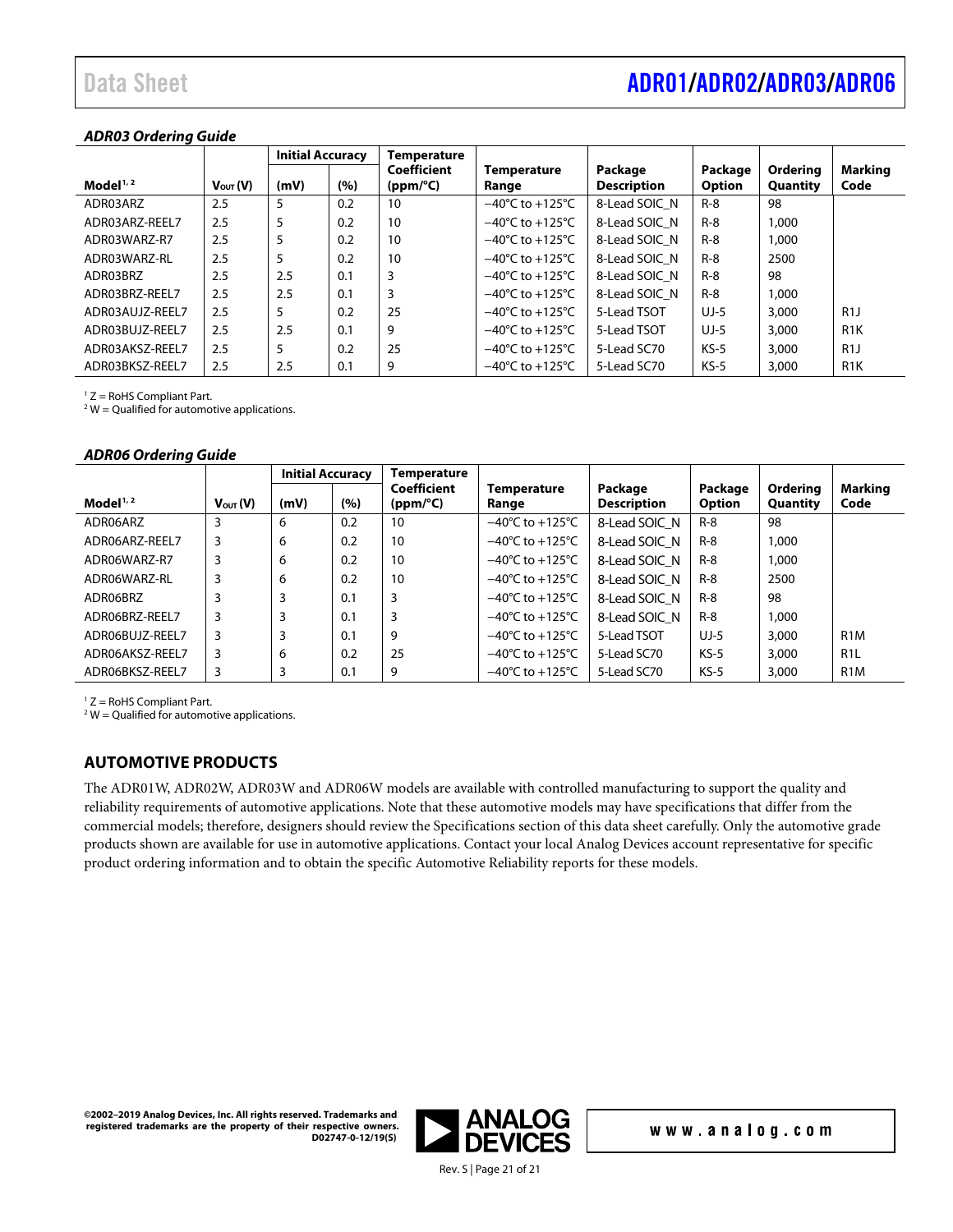### ADR03 Ordering Guide

| Model[1, 2] | $V_{OUT}$ (V) | Initial Accuracy (mV) | Initial Accuracy (%) | Temperature Coefficient (ppm/°C) | Temperature Range | Package Description | Package Option | Ordering Quantity | Marking Code |
|---|---|---|---|---|---|---|---|---|---|
| ADR03ARZ | 2.5 | 5 | 0.2 | 10 | −40°C to +125°C | 8-Lead SOIC_N | R-8 | 98 | |
| ADR03ARZ-REEL7 | 2.5 | 5 | 0.2 | 10 | −40°C to +125°C | 8-Lead SOIC_N | R-8 | 1,000 | |
| ADR03WARZ-R7 | 2.5 | 5 | 0.2 | 10 | −40°C to +125°C | 8-Lead SOIC_N | R-8 | 1,000 | |
| ADR03WARZ-RL | 2.5 | 5 | 0.2 | 10 | −40°C to +125°C | 8-Lead SOIC_N | R-8 | 2500 | |
| ADR03BRZ | 2.5 | 2.5 | 0.1 | 3 | −40°C to +125°C | 8-Lead SOIC_N | R-8 | 98 | |
| ADR03BRZ-REEL7 | 2.5 | 2.5 | 0.1 | 3 | −40°C to +125°C | 8-Lead SOIC_N | R-8 | 1,000 | |
| ADR03AUJZ-REEL7 | 2.5 | 5 | 0.2 | 25 | −40°C to +125°C | 5-Lead TSOT | UJ-5 | 3,000 | R1J |
| ADR03BUJZ-REEL7 | 2.5 | 2.5 | 0.1 | 9 | −40°C to +125°C | 5-Lead TSOT | UJ-5 | 3,000 | R1K |
| ADR03AKSZ-REEL7 | 2.5 | 5 | 0.2 | 25 | −40°C to +125°C | 5-Lead SC70 | KS-5 | 3,000 | R1J |
| ADR03BKSZ-REEL7 | 2.5 | 2.5 | 0.1 | 9 | −40°C to +125°C | 5-Lead SC70 | KS-5 | 3,000 | R1K |

[1] Z = RoHS Compliant Part.
[2] W = Qualified for automotive applications.

### ADR06 Ordering Guide

| Model[1, 2] | $V_{OUT}$ (V) | Initial Accuracy (mV) | Initial Accuracy (%) | Temperature Coefficient (ppm/°C) | Temperature Range | Package Description | Package Option | Ordering Quantity | Marking Code |
|---|---|---|---|---|---|---|---|---|---|
| ADR06ARZ | 3 | 6 | 0.2 | 10 | −40°C to +125°C | 8-Lead SOIC_N | R-8 | 98 | |
| ADR06ARZ-REEL7 | 3 | 6 | 0.2 | 10 | −40°C to +125°C | 8-Lead SOIC_N | R-8 | 1,000 | |
| ADR06WARZ-R7 | 3 | 6 | 0.2 | 10 | −40°C to +125°C | 8-Lead SOIC_N | R-8 | 1,000 | |
| ADR06WARZ-RL | 3 | 6 | 0.2 | 10 | −40°C to +125°C | 8-Lead SOIC_N | R-8 | 2500 | |
| ADR06BRZ | 3 | 3 | 0.1 | 3 | −40°C to +125°C | 8-Lead SOIC_N | R-8 | 98 | |
| ADR06BRZ-REEL7 | 3 | 3 | 0.1 | 3 | −40°C to +125°C | 8-Lead SOIC_N | R-8 | 1,000 | |
| ADR06BUJZ-REEL7 | 3 | 3 | 0.1 | 9 | −40°C to +125°C | 5-Lead TSOT | UJ-5 | 3,000 | R1M |
| ADR06AKSZ-REEL7 | 3 | 6 | 0.2 | 25 | −40°C to +125°C | 5-Lead SC70 | KS-5 | 3,000 | R1L |
| ADR06BKSZ-REEL7 | 3 | 3 | 0.1 | 9 | −40°C to +125°C | 5-Lead SC70 | KS-5 | 3,000 | R1M |

[1] Z = RoHS Compliant Part.
[2] W = Qualified for automotive applications.

## AUTOMOTIVE PRODUCTS

The ADR01W, ADR02W, ADR03W and ADR06W models are available with controlled manufacturing to support the quality and reliability requirements of automotive applications. Note that these automotive models may have specifications that differ from the commercial models; therefore, designers should review the Specifications section of this data sheet carefully. Only the automotive grade products shown are available for use in automotive applications. Contact your local Analog Devices account representative for specific product ordering information and to obtain the specific Automotive Reliability reports for these models.

©2002–2019 Analog Devices, Inc. All rights reserved. Trademarks and registered trademarks are the property of their respective owners.
D02747-0-12/19(S)

www.analog.com